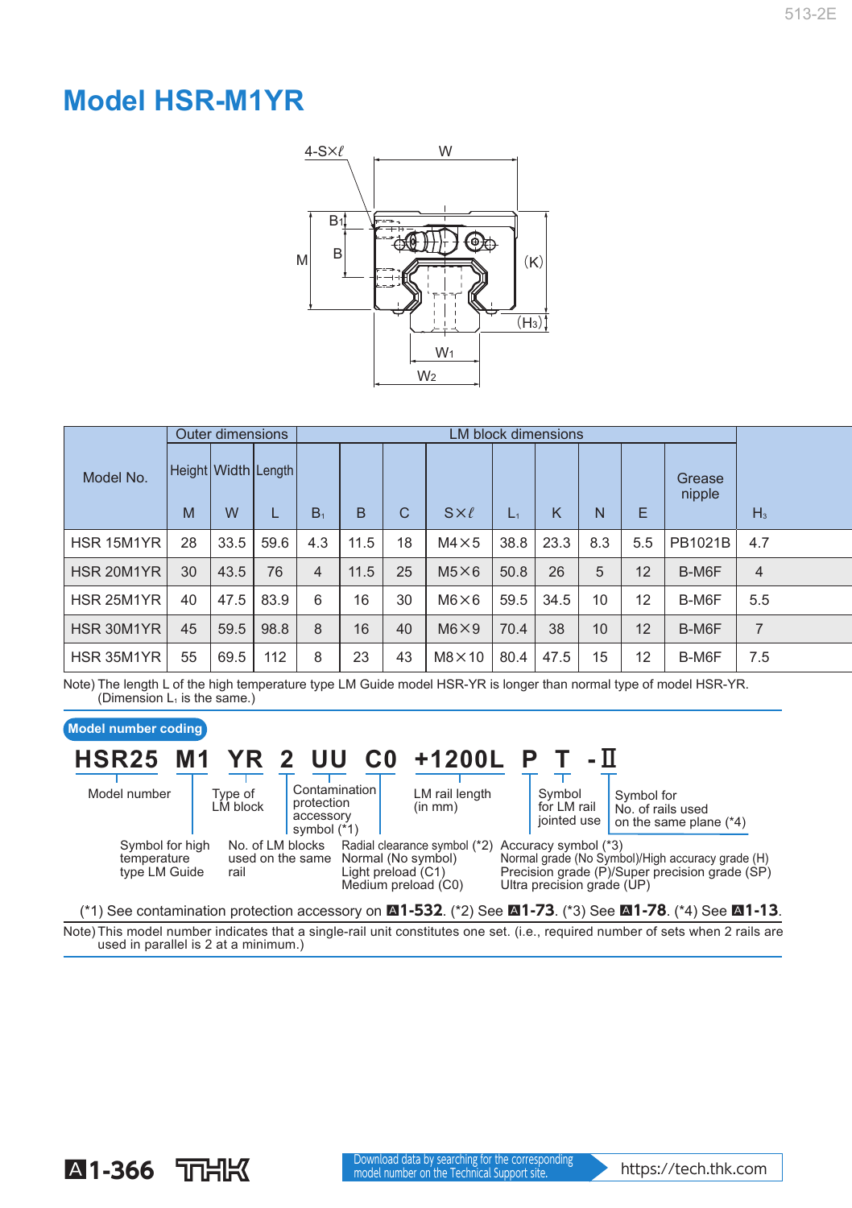# Model HSR-M1YR

| Model No. | Outer dimensions | | | LM block dimensions | | | | | | | | | |
|---|---|---|---|---|---|---|---|---|---|---|---|---|---|
| | Height | Width | Length | | | | | | | | | Grease nipple | |
| | M | W | L | $B_1$ | B | C | S×ℓ | $L_1$ | K | N | E | | $H_3$ |
| HSR 15M1YR | 28 | 33.5 | 59.6 | 4.3 | 11.5 | 18 | M4×5 | 38.8 | 23.3 | 8.3 | 5.5 | PB1021B | 4.7 |
| HSR 20M1YR | 30 | 43.5 | 76 | 4 | 11.5 | 25 | M5×6 | 50.8 | 26 | 5 | 12 | B-M6F | 4 |
| HSR 25M1YR | 40 | 47.5 | 83.9 | 6 | 16 | 30 | M6×6 | 59.5 | 34.5 | 10 | 12 | B-M6F | 5.5 |
| HSR 30M1YR | 45 | 59.5 | 98.8 | 8 | 16 | 40 | M6×9 | 70.4 | 38 | 10 | 12 | B-M6F | 7 |
| HSR 35M1YR | 55 | 69.5 | 112 | 8 | 23 | 43 | M8×10 | 80.4 | 47.5 | 15 | 12 | B-M6F | 7.5 |

Note) The length L of the high temperature type LM Guide model HSR-YR is longer than normal type of model HSR-YR. (Dimension $L_1$ is the same.)

**Model number coding**

**HSR25 M1 YR 2 UU C0 +1200L P T -Ⅱ**

- HSR25: Model number
- M1: Symbol for high temperature type LM Guide
- YR: Type of LM block
- 2: No. of LM blocks used on the same rail
- UU: Contamination protection accessory symbol (*1)
- C0: Radial clearance symbol (*2) Normal (No symbol) Light preload (C1) Medium preload (C0)
- +1200L: LM rail length (in mm)
- P: Accuracy symbol (*3) Normal grade (No Symbol)/High accuracy grade (H) Precision grade (P)/Super precision grade (SP) Ultra precision grade (UP)
- T: Symbol for LM rail jointed use
- -Ⅱ: Symbol for No. of rails used on the same plane (*4)

(*1) See contamination protection accessory on **A1-532**. (*2) See **A1-73**. (*3) See **A1-78**. (*4) See **A1-13**.

Note) This model number indicates that a single-rail unit constitutes one set. (i.e., required number of sets when 2 rails are used in parallel is 2 at a minimum.)

Download data by searching for the corresponding model number on the Technical Support site. https://tech.thk.com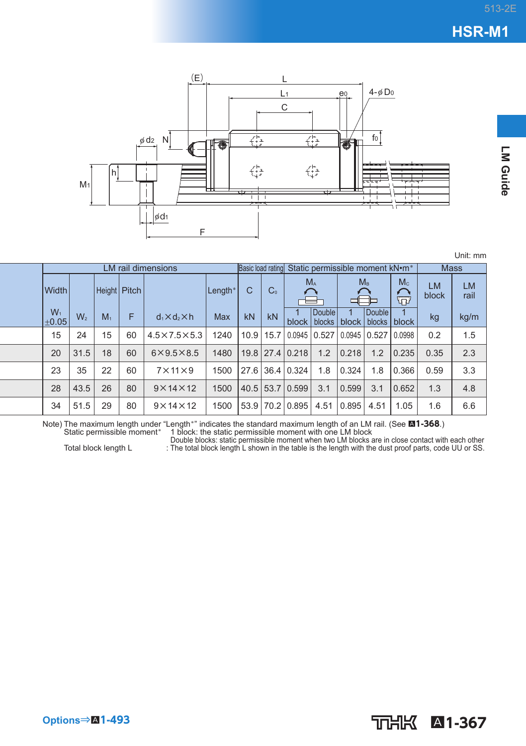# HSR-M1

(E) L L1 e0 4-φD0 C φd2 N f0 h M1 φd1 F

Unit: mm

| | LM rail dimensions | | | | | | Basic load rating | | Static permissible moment kN•m* | | | | | Mass | |
|---|---|---|---|---|---|---|---|---|---|---|---|---|---|---|---|
| | Width | | Height | Pitch | | Length* | C | $C_0$ | $M_A$ | | $M_B$ | | $M_C$ | LM block | LM rail |
| | $W_1$ ±0.05 | $W_2$ | $M_1$ | F | $d_1 \times d_2 \times h$ | Max | kN | kN | 1 block | Double blocks | 1 block | Double blocks | 1 block | kg | kg/m |
| | 15 | 24 | 15 | 60 | 4.5×7.5×5.3 | 1240 | 10.9 | 15.7 | 0.0945 | 0.527 | 0.0945 | 0.527 | 0.0998 | 0.2 | 1.5 |
| | 20 | 31.5 | 18 | 60 | 6×9.5×8.5 | 1480 | 19.8 | 27.4 | 0.218 | 1.2 | 0.218 | 1.2 | 0.235 | 0.35 | 2.3 |
| | 23 | 35 | 22 | 60 | 7×11×9 | 1500 | 27.6 | 36.4 | 0.324 | 1.8 | 0.324 | 1.8 | 0.366 | 0.59 | 3.3 |
| | 28 | 43.5 | 26 | 80 | 9×14×12 | 1500 | 40.5 | 53.7 | 0.599 | 3.1 | 0.599 | 3.1 | 0.652 | 1.3 | 4.8 |
| | 34 | 51.5 | 29 | 80 | 9×14×12 | 1500 | 53.9 | 70.2 | 0.895 | 4.51 | 0.895 | 4.51 | 1.05 | 1.6 | 6.6 |

Note) The maximum length under "Length*" indicates the standard maximum length of an LM rail. (See **A1-368**.)

Static permissible moment*  1 block: the static permissible moment with one LM block

Double blocks: static permissible moment when two LM blocks are in close contact with each other

Total block length L  : The total block length L shown in the table is the length with the dust proof parts, code UU or SS.

**Options⇒A1-493**